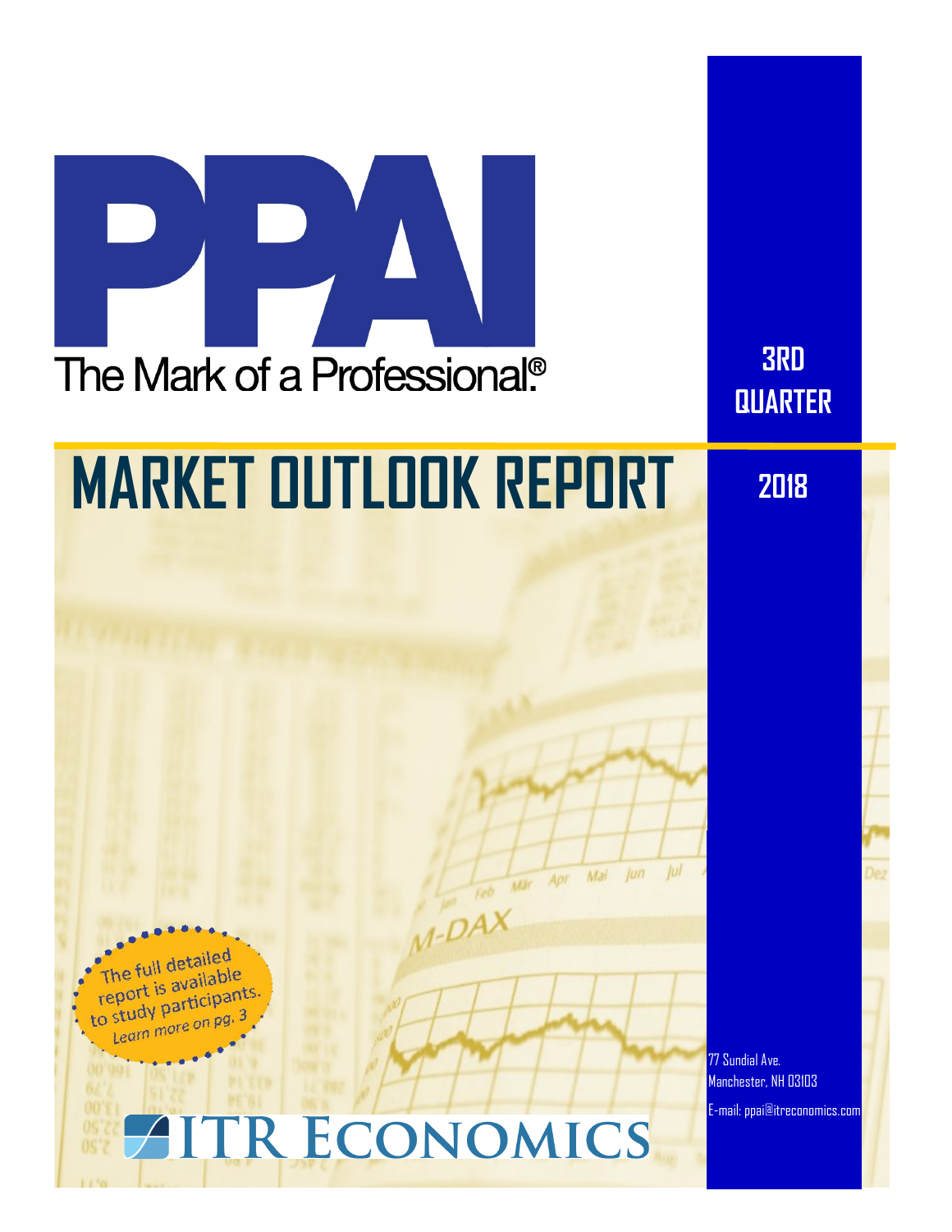# PPAI

The Mark of a Professional®

3RD QUARTER

# MARKET OUTLOOK REPORT

2018

The full detailed report is available to study participants.
*Learn more on pg. 3*

ITR ECONOMICS

77 Sundial Ave.
Manchester, NH 03103
E-mail: ppai@itreconomics.com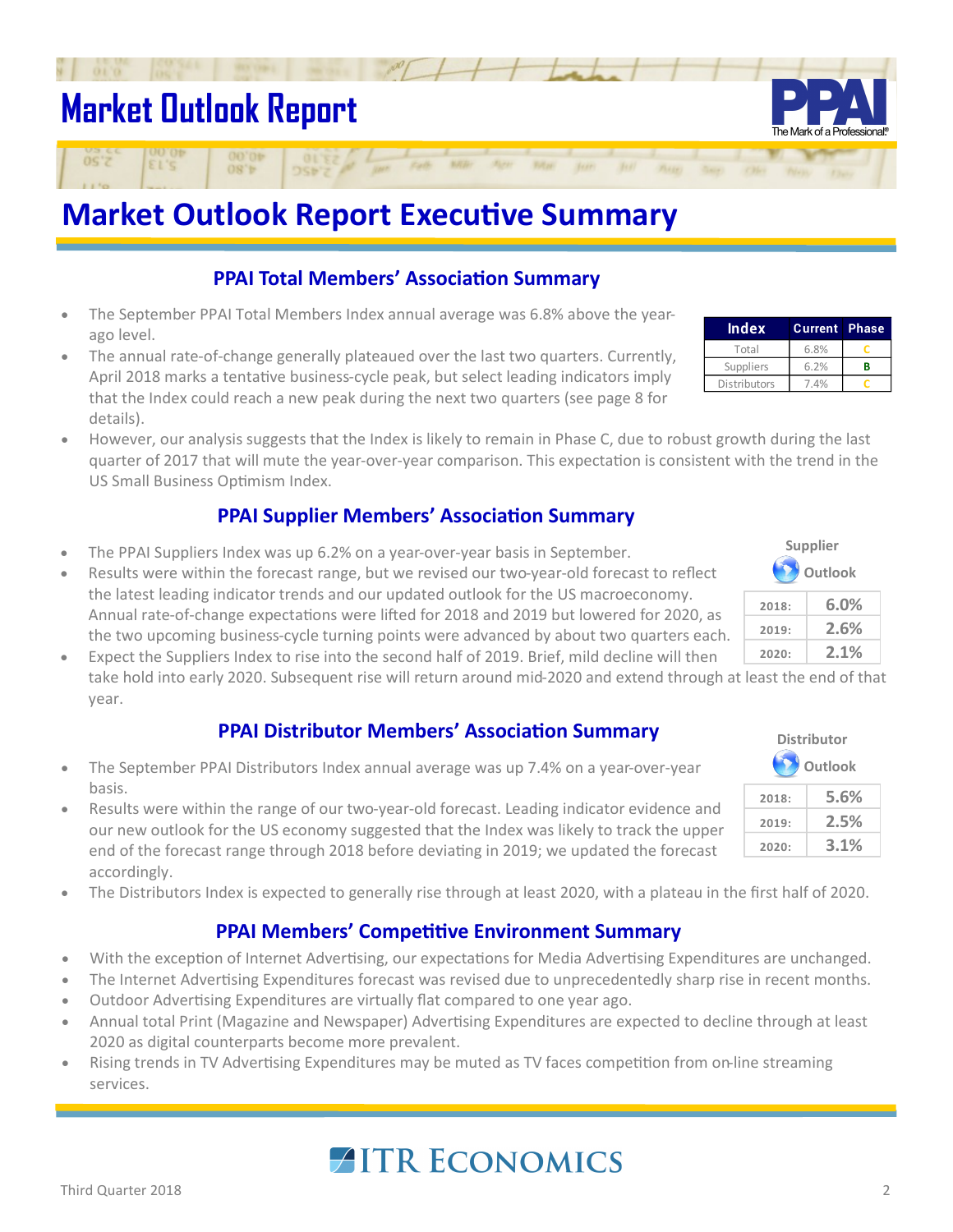# Market Outlook Report

## Market Outlook Report Executive Summary

### PPAI Total Members' Association Summary

| Index | Current | Phase |
|---|---|---|
| Total | 6.8% | C |
| Suppliers | 6.2% | B |
| Distributors | 7.4% | C |

- The September PPAI Total Members Index annual average was 6.8% above the year-ago level.
- The annual rate-of-change generally plateaued over the last two quarters. Currently, April 2018 marks a tentative business-cycle peak, but select leading indicators imply that the Index could reach a new peak during the next two quarters (see page 8 for details).
- However, our analysis suggests that the Index is likely to remain in Phase C, due to robust growth during the last quarter of 2017 that will mute the year-over-year comparison. This expectation is consistent with the trend in the US Small Business Optimism Index.

### PPAI Supplier Members' Association Summary

**Supplier Outlook**

| | |
|---|---|
| 2018: | 6.0% |
| 2019: | 2.6% |
| 2020: | 2.1% |

- The PPAI Suppliers Index was up 6.2% on a year-over-year basis in September.
- Results were within the forecast range, but we revised our two-year-old forecast to reflect the latest leading indicator trends and our updated outlook for the US macroeconomy. Annual rate-of-change expectations were lifted for 2018 and 2019 but lowered for 2020, as the two upcoming business-cycle turning points were advanced by about two quarters each.
- Expect the Suppliers Index to rise into the second half of 2019. Brief, mild decline will then take hold into early 2020. Subsequent rise will return around mid-2020 and extend through at least the end of that year.

### PPAI Distributor Members' Association Summary

**Distributor Outlook**

| | |
|---|---|
| 2018: | 5.6% |
| 2019: | 2.5% |
| 2020: | 3.1% |

- The September PPAI Distributors Index annual average was up 7.4% on a year-over-year basis.
- Results were within the range of our two-year-old forecast. Leading indicator evidence and our new outlook for the US economy suggested that the Index was likely to track the upper end of the forecast range through 2018 before deviating in 2019; we updated the forecast accordingly.
- The Distributors Index is expected to generally rise through at least 2020, with a plateau in the first half of 2020.

### PPAI Members' Competitive Environment Summary

- With the exception of Internet Advertising, our expectations for Media Advertising Expenditures are unchanged.
- The Internet Advertising Expenditures forecast was revised due to unprecedentedly sharp rise in recent months.
- Outdoor Advertising Expenditures are virtually flat compared to one year ago.
- Annual total Print (Magazine and Newspaper) Advertising Expenditures are expected to decline through at least 2020 as digital counterparts become more prevalent.
- Rising trends in TV Advertising Expenditures may be muted as TV faces competition from on-line streaming services.

ITR Economics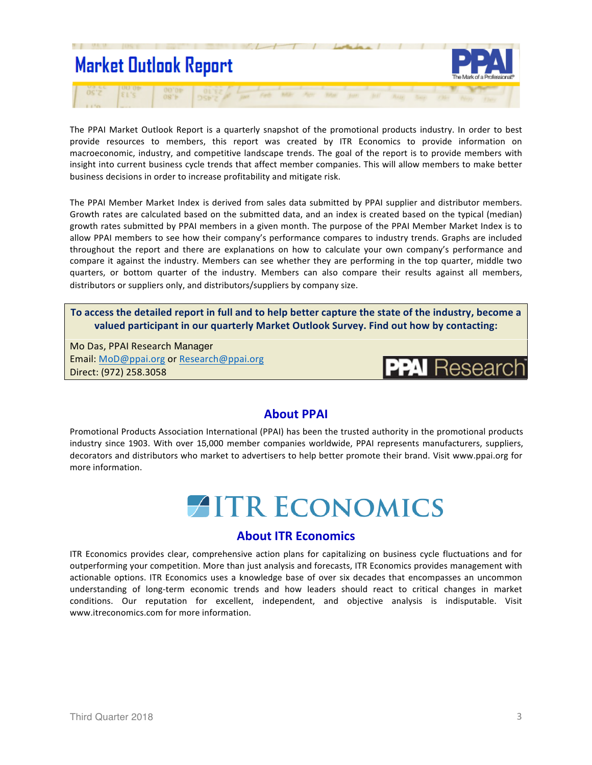# Market Outlook Report

The PPAI Market Outlook Report is a quarterly snapshot of the promotional products industry. In order to best provide resources to members, this report was created by ITR Economics to provide information on macroeconomic, industry, and competitive landscape trends. The goal of the report is to provide members with insight into current business cycle trends that affect member companies. This will allow members to make better business decisions in order to increase profitability and mitigate risk.

The PPAI Member Market Index is derived from sales data submitted by PPAI supplier and distributor members. Growth rates are calculated based on the submitted data, and an index is created based on the typical (median) growth rates submitted by PPAI members in a given month. The purpose of the PPAI Member Market Index is to allow PPAI members to see how their company's performance compares to industry trends. Graphs are included throughout the report and there are explanations on how to calculate your own company's performance and compare it against the industry. Members can see whether they are performing in the top quarter, middle two quarters, or bottom quarter of the industry. Members can also compare their results against all members, distributors or suppliers only, and distributors/suppliers by company size.

**To access the detailed report in full and to help better capture the state of the industry, become a valued participant in our quarterly Market Outlook Survey. Find out how by contacting:**

Mo Das, PPAI Research Manager
Email: MoD@ppai.org or Research@ppai.org
Direct: (972) 258.3058

PPAI Research

## About PPAI

Promotional Products Association International (PPAI) has been the trusted authority in the promotional products industry since 1903. With over 15,000 member companies worldwide, PPAI represents manufacturers, suppliers, decorators and distributors who market to advertisers to help better promote their brand. Visit www.ppai.org for more information.

ITR Economics

## About ITR Economics

ITR Economics provides clear, comprehensive action plans for capitalizing on business cycle fluctuations and for outperforming your competition. More than just analysis and forecasts, ITR Economics provides management with actionable options. ITR Economics uses a knowledge base of over six decades that encompasses an uncommon understanding of long-term economic trends and how leaders should react to critical changes in market conditions. Our reputation for excellent, independent, and objective analysis is indisputable. Visit www.itreconomics.com for more information.